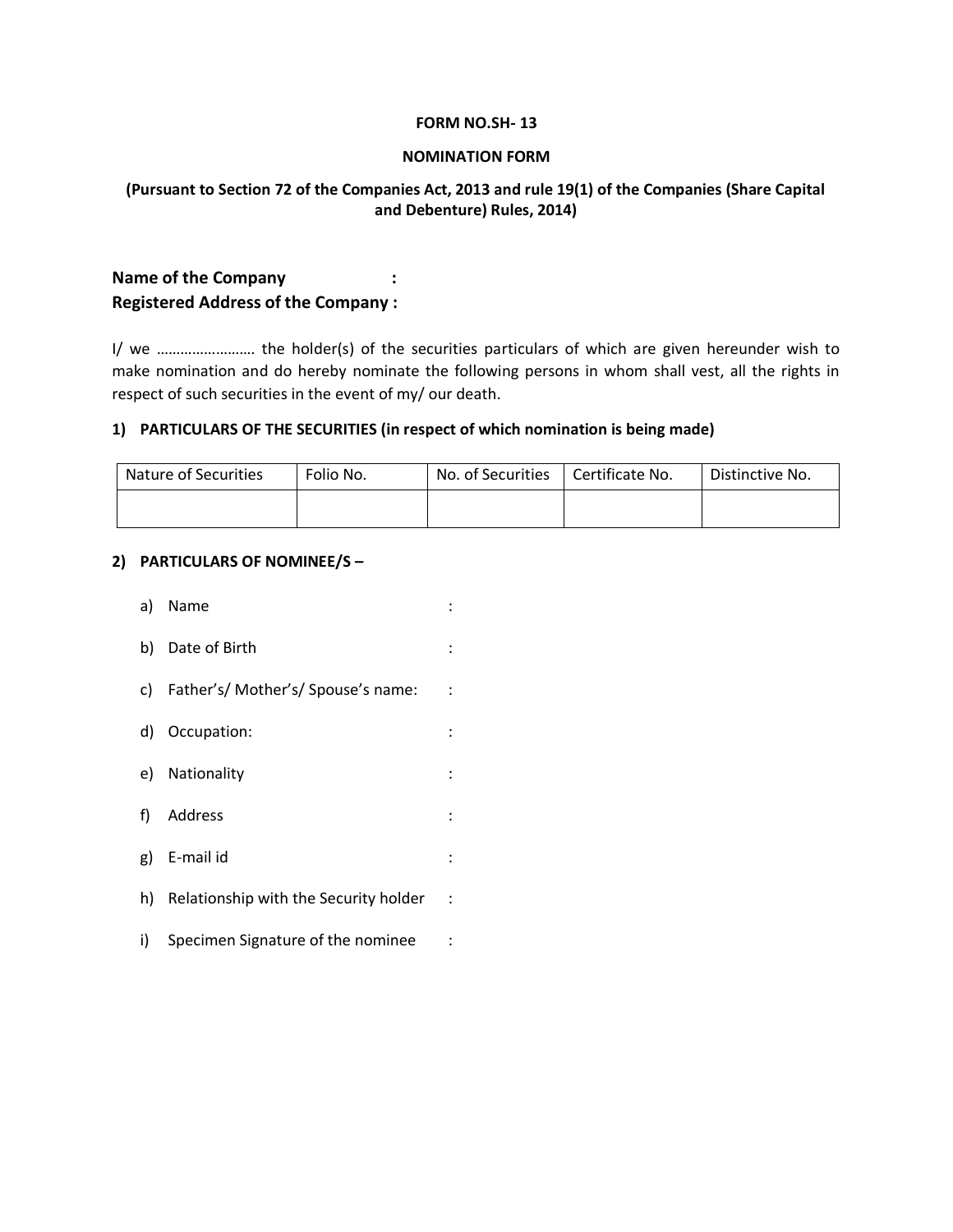**FORM NO.SH- 13**

**NOMINATION FORM**

**(Pursuant to Section 72 of the Companies Act, 2013 and rule 19(1) of the Companies (Share Capital and Debenture) Rules, 2014)**

**Name of the Company :**
**Registered Address of the Company :**

I/ we …………………… the holder(s) of the securities particulars of which are given hereunder wish to make nomination and do hereby nominate the following persons in whom shall vest, all the rights in respect of such securities in the event of my/ our death.

**1) PARTICULARS OF THE SECURITIES (in respect of which nomination is being made)**

| Nature of Securities | Folio No. | No. of Securities | Certificate No. | Distinctive No. |
|---|---|---|---|---|
| | | | | |

**2) PARTICULARS OF NOMINEE/S –**

a) Name :

b) Date of Birth :

c) Father's/ Mother's/ Spouse's name: :

d) Occupation: :

e) Nationality :

f) Address :

g) E-mail id :

h) Relationship with the Security holder :

i) Specimen Signature of the nominee :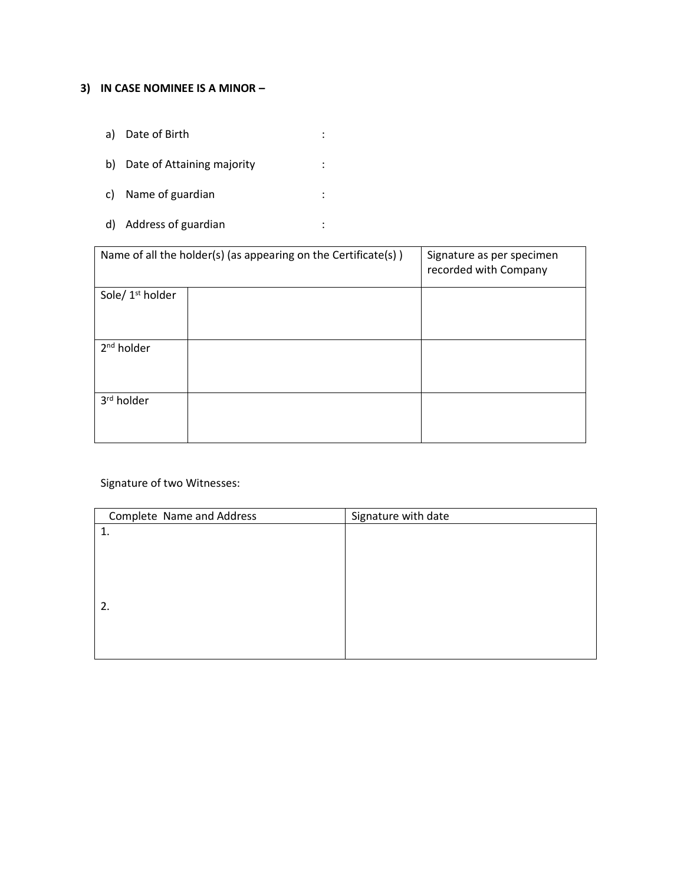**3) IN CASE NOMINEE IS A MINOR –**

a) Date of Birth :

b) Date of Attaining majority :

c) Name of guardian :

d) Address of guardian :

| Name of all the holder(s) (as appearing on the Certificate(s) ) | | Signature as per specimen recorded with Company |
|---|---|---|
| Sole/ 1st holder | | |
| 2nd holder | | |
| 3rd holder | | |

Signature of two Witnesses:

| Complete Name and Address | Signature with date |
|---|---|
| 1. | |
| 2. | |